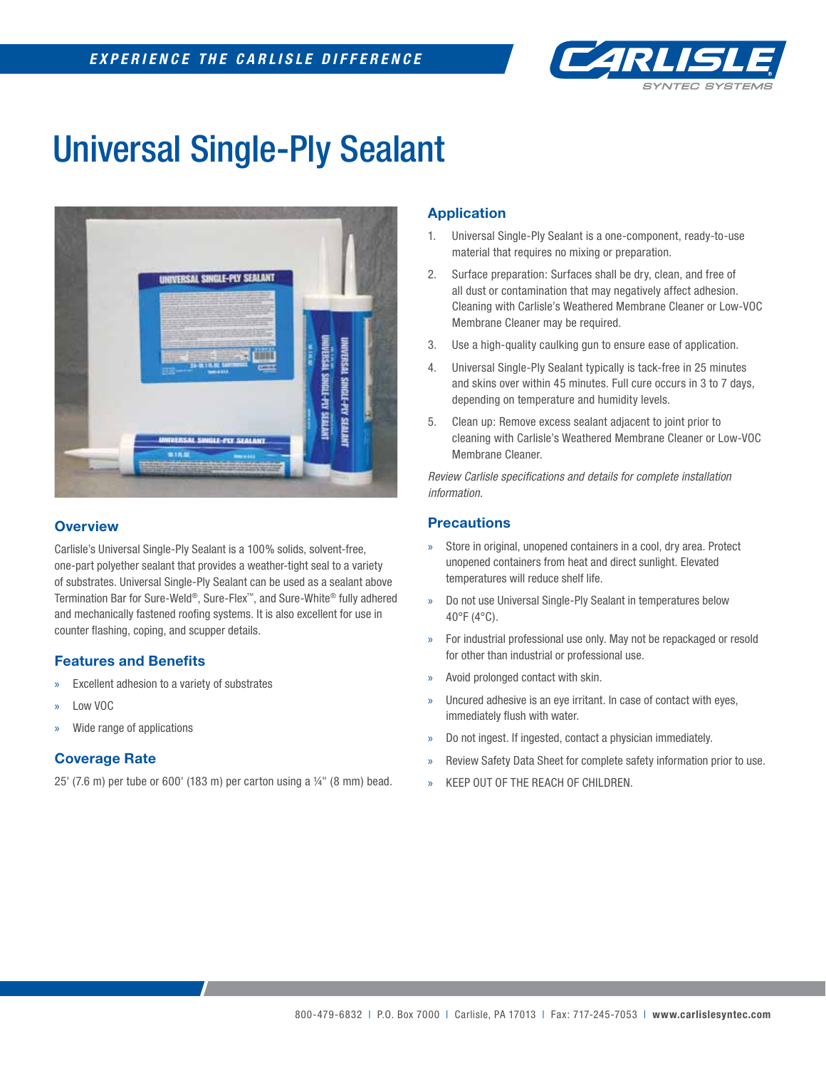# Universal Single-Ply Sealant

## Overview

Carlisle's Universal Single-Ply Sealant is a 100% solids, solvent-free, one-part polyether sealant that provides a weather-tight seal to a variety of substrates. Universal Single-Ply Sealant can be used as a sealant above Termination Bar for Sure-Weld®, Sure-Flex™, and Sure-White® fully adhered and mechanically fastened roofing systems. It is also excellent for use in counter flashing, coping, and scupper details.

## Features and Benefits

- Excellent adhesion to a variety of substrates
- Low VOC
- Wide range of applications

## Coverage Rate

25' (7.6 m) per tube or 600' (183 m) per carton using a ¼" (8 mm) bead.

## Application

1. Universal Single-Ply Sealant is a one-component, ready-to-use material that requires no mixing or preparation.
2. Surface preparation: Surfaces shall be dry, clean, and free of all dust or contamination that may negatively affect adhesion. Cleaning with Carlisle's Weathered Membrane Cleaner or Low-VOC Membrane Cleaner may be required.
3. Use a high-quality caulking gun to ensure ease of application.
4. Universal Single-Ply Sealant typically is tack-free in 25 minutes and skins over within 45 minutes. Full cure occurs in 3 to 7 days, depending on temperature and humidity levels.
5. Clean up: Remove excess sealant adjacent to joint prior to cleaning with Carlisle's Weathered Membrane Cleaner or Low-VOC Membrane Cleaner.

*Review Carlisle specifications and details for complete installation information.*

## Precautions

- Store in original, unopened containers in a cool, dry area. Protect unopened containers from heat and direct sunlight. Elevated temperatures will reduce shelf life.
- Do not use Universal Single-Ply Sealant in temperatures below 40°F (4°C).
- For industrial professional use only. May not be repackaged or resold for other than industrial or professional use.
- Avoid prolonged contact with skin.
- Uncured adhesive is an eye irritant. In case of contact with eyes, immediately flush with water.
- Do not ingest. If ingested, contact a physician immediately.
- Review Safety Data Sheet for complete safety information prior to use.
- KEEP OUT OF THE REACH OF CHILDREN.

800-479-6832 | P.O. Box 7000 | Carlisle, PA 17013 | Fax: 717-245-7053 | **www.carlislesyntec.com**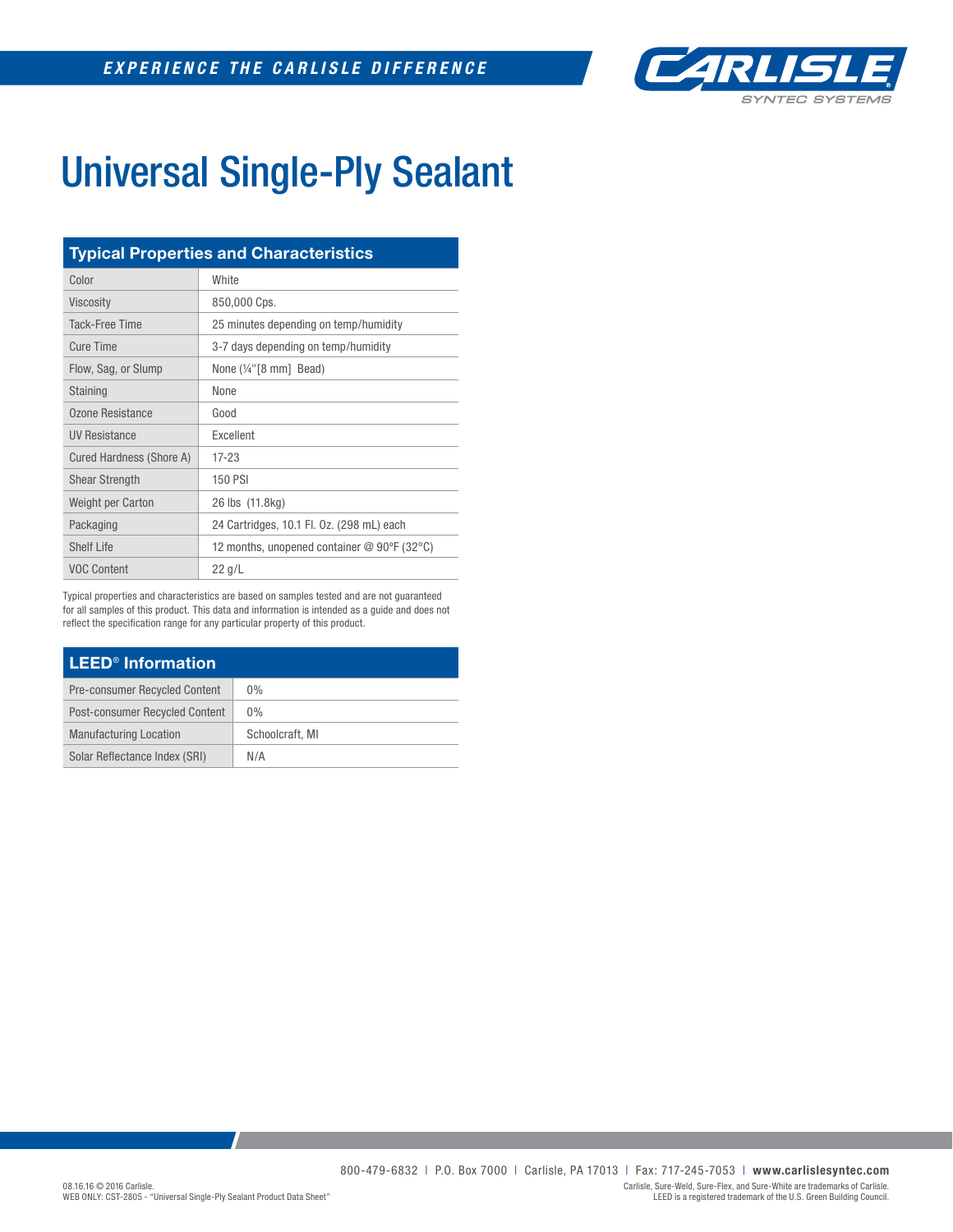# Universal Single-Ply Sealant

| Typical Properties and Characteristics | |
|---|---|
| Color | White |
| Viscosity | 850,000 Cps. |
| Tack-Free Time | 25 minutes depending on temp/humidity |
| Cure Time | 3-7 days depending on temp/humidity |
| Flow, Sag, or Slump | None (¼"[8 mm] Bead) |
| Staining | None |
| Ozone Resistance | Good |
| UV Resistance | Excellent |
| Cured Hardness (Shore A) | 17-23 |
| Shear Strength | 150 PSI |
| Weight per Carton | 26 lbs (11.8kg) |
| Packaging | 24 Cartridges, 10.1 Fl. Oz. (298 mL) each |
| Shelf Life | 12 months, unopened container @ 90ºF (32°C) |
| VOC Content | 22 g/L |

Typical properties and characteristics are based on samples tested and are not guaranteed for all samples of this product. This data and information is intended as a guide and does not reflect the specification range for any particular property of this product.

| LEED® Information | |
|---|---|
| Pre-consumer Recycled Content | 0% |
| Post-consumer Recycled Content | 0% |
| Manufacturing Location | Schoolcraft, MI |
| Solar Reflectance Index (SRI) | N/A |

800-479-6832 | P.O. Box 7000 | Carlisle, PA 17013 | Fax: 717-245-7053 | www.carlislesyntec.com

08.16.16 © 2016 Carlisle.
WEB ONLY: CST-2805 - "Universal Single-Ply Sealant Product Data Sheet"

Carlisle, Sure-Weld, Sure-Flex, and Sure-White are trademarks of Carlisle.
LEED is a registered trademark of the U.S. Green Building Council.